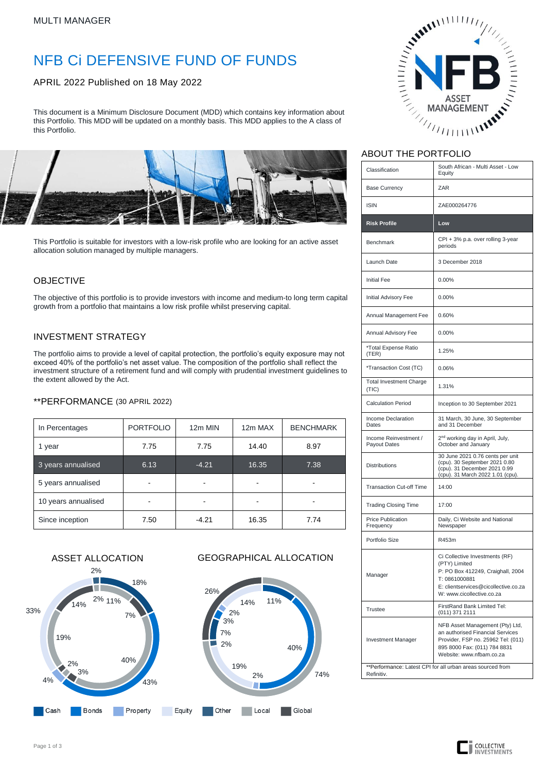MULTI MANAGER

# NFB Ci DEFENSIVE FUND OF FUNDS

APRIL 2022 Published on 18 May 2022

This document is a Minimum Disclosure Document (MDD) which contains key information about this Portfolio. This MDD will be updated on a monthly basis. This MDD applies to the A class of this Portfolio.

This Portfolio is suitable for investors with a low-risk profile who are looking for an active asset allocation solution managed by multiple managers.

## OBJECTIVE

The objective of this portfolio is to provide investors with income and medium-to long term capital growth from a portfolio that maintains a low risk profile whilst preserving capital.

## INVESTMENT STRATEGY

The portfolio aims to provide a level of capital protection, the portfolio's equity exposure may not exceed 40% of the portfolio's net asset value. The composition of the portfolio shall reflect the investment structure of a retirement fund and will comply with prudential investment guidelines to the extent allowed by the Act.

## **PERFORMANCE (30 APRIL 2022)

| In Percentages | PORTFOLIO | 12m MIN | 12m MAX | BENCHMARK |
|---|---|---|---|---|
| 1 year | 7.75 | 7.75 | 14.40 | 8.97 |
| 3 years annualised | 6.13 | -4.21 | 16.35 | 7.38 |
| 5 years annualised | - | - | - | - |
| 10 years annualised | - | - | - | - |
| Since inception | 7.50 | -4.21 | 16.35 | 7.74 |

## ASSET ALLOCATION

Outer ring: 18%, 43%, 4%, 33%, 2%
Inner ring: 11%, 7%, 40%, 3%, 2%, 19%, 14%, 2%

## GEOGRAPHICAL ALLOCATION

Outer ring: 74%, 26%
Inner ring: 11%, 40%, 2%, 19%, 2%, 7%, 3%, 2%, 14%

Legend: Cash, Bonds, Property, Equity, Other, Local, Global

## ABOUT THE PORTFOLIO

| | |
|---|---|
| Classification | South African - Multi Asset - Low Equity |
| Base Currency | ZAR |
| ISIN | ZAE000264776 |
| **Risk Profile** | **Low** |
| Benchmark | CPI + 3% p.a. over rolling 3-year periods |
| Launch Date | 3 December 2018 |
| Initial Fee | 0.00% |
| Initial Advisory Fee | 0.00% |
| Annual Management Fee | 0.60% |
| Annual Advisory Fee | 0.00% |
| *Total Expense Ratio (TER) | 1.25% |
| *Transaction Cost (TC) | 0.06% |
| Total Investment Charge (TIC) | 1.31% |
| Calculation Period | Inception to 30 September 2021 |
| Income Declaration Dates | 31 March, 30 June, 30 September and 31 December |
| Income Reinvestment / Payout Dates | 2nd working day in April, July, October and January |
| Distributions | 30 June 2021 0.76 cents per unit (cpu). 30 September 2021 0.80 (cpu). 31 December 2021 0.99 (cpu). 31 March 2022 1.01 (cpu). |
| Transaction Cut-off Time | 14:00 |
| Trading Closing Time | 17:00 |
| Price Publication Frequency | Daily, Ci Website and National Newspaper |
| Portfolio Size | R453m |
| Manager | Ci Collective Investments (RF) (PTY) Limited P: PO Box 412249, Craighall, 2004 T: 0861000881 E: clientservices@cicollective.co.za W: www.cicollective.co.za |
| Trustee | FirstRand Bank Limited Tel: (011) 371 2111 |
| Investment Manager | NFB Asset Management (Pty) Ltd, an authorised Financial Services Provider, FSP no. 25962 Tel: (011) 895 8000 Fax: (011) 784 8831 Website: www.nfbam.co.za |

**Performance: Latest CPI for all urban areas sourced from Refinitiv.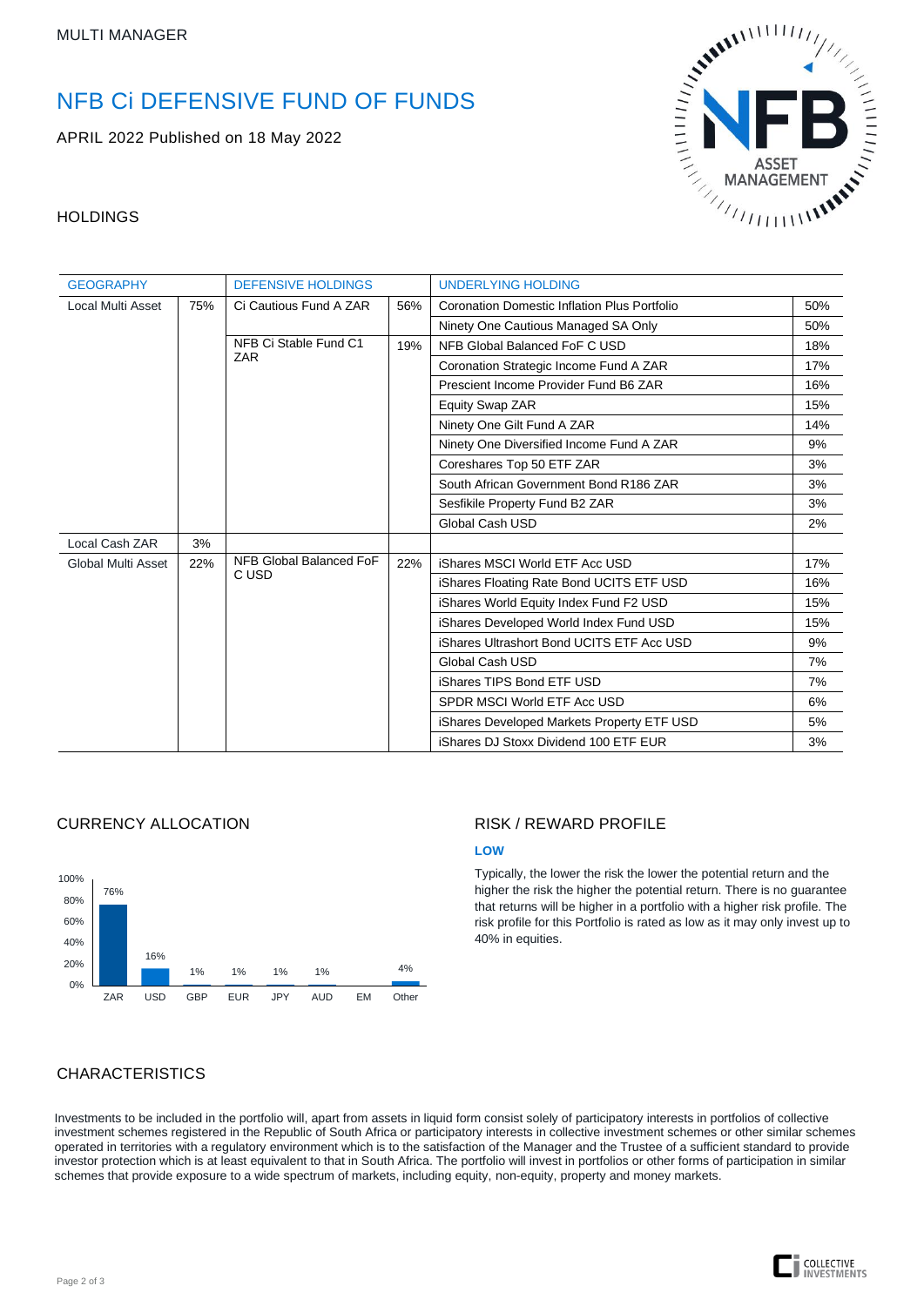MULTI MANAGER

# NFB Ci DEFENSIVE FUND OF FUNDS

APRIL 2022 Published on 18 May 2022

## HOLDINGS

| GEOGRAPHY | | DEFENSIVE HOLDINGS | | UNDERLYING HOLDING | |
|---|---|---|---|---|---|
| Local Multi Asset | 75% | Ci Cautious Fund A ZAR | 56% | Coronation Domestic Inflation Plus Portfolio | 50% |
| | | | | Ninety One Cautious Managed SA Only | 50% |
| | | NFB Ci Stable Fund C1 ZAR | 19% | NFB Global Balanced FoF C USD | 18% |
| | | | | Coronation Strategic Income Fund A ZAR | 17% |
| | | | | Prescient Income Provider Fund B6 ZAR | 16% |
| | | | | Equity Swap ZAR | 15% |
| | | | | Ninety One Gilt Fund A ZAR | 14% |
| | | | | Ninety One Diversified Income Fund A ZAR | 9% |
| | | | | Coreshares Top 50 ETF ZAR | 3% |
| | | | | South African Government Bond R186 ZAR | 3% |
| | | | | Sesfikile Property Fund B2 ZAR | 3% |
| | | | | Global Cash USD | 2% |
| Local Cash ZAR | 3% | | | | |
| Global Multi Asset | 22% | NFB Global Balanced FoF C USD | 22% | iShares MSCI World ETF Acc USD | 17% |
| | | | | iShares Floating Rate Bond UCITS ETF USD | 16% |
| | | | | iShares World Equity Index Fund F2 USD | 15% |
| | | | | iShares Developed World Index Fund USD | 15% |
| | | | | iShares Ultrashort Bond UCITS ETF Acc USD | 9% |
| | | | | Global Cash USD | 7% |
| | | | | iShares TIPS Bond ETF USD | 7% |
| | | | | SPDR MSCI World ETF Acc USD | 6% |
| | | | | iShares Developed Markets Property ETF USD | 5% |
| | | | | iShares DJ Stoxx Dividend 100 ETF EUR | 3% |

## CURRENCY ALLOCATION

| ZAR | USD | GBP | EUR | JPY | AUD | EM | Other |
|---|---|---|---|---|---|---|---|
| 76% | 16% | 1% | 1% | 1% | 1% | | 4% |

## RISK / REWARD PROFILE

**LOW**

Typically, the lower the risk the lower the potential return and the higher the risk the higher the potential return. There is no guarantee that returns will be higher in a portfolio with a higher risk profile. The risk profile for this Portfolio is rated as low as it may only invest up to 40% in equities.

## CHARACTERISTICS

Investments to be included in the portfolio will, apart from assets in liquid form consist solely of participatory interests in portfolios of collective investment schemes registered in the Republic of South Africa or participatory interests in collective investment schemes or other similar schemes operated in territories with a regulatory environment which is to the satisfaction of the Manager and the Trustee of a sufficient standard to provide investor protection which is at least equivalent to that in South Africa. The portfolio will invest in portfolios or other forms of participation in similar schemes that provide exposure to a wide spectrum of markets, including equity, non-equity, property and money markets.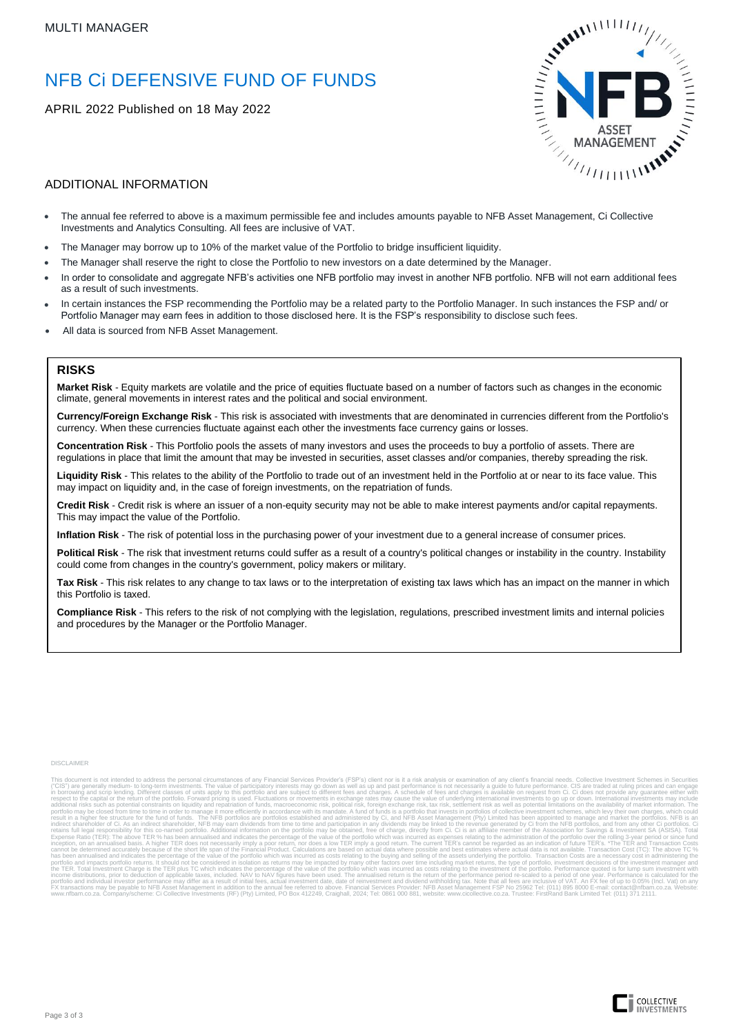MULTI MANAGER

# NFB Ci DEFENSIVE FUND OF FUNDS

APRIL 2022 Published on 18 May 2022

## ADDITIONAL INFORMATION

- The annual fee referred to above is a maximum permissible fee and includes amounts payable to NFB Asset Management, Ci Collective Investments and Analytics Consulting. All fees are inclusive of VAT.
- The Manager may borrow up to 10% of the market value of the Portfolio to bridge insufficient liquidity.
- The Manager shall reserve the right to close the Portfolio to new investors on a date determined by the Manager.
- In order to consolidate and aggregate NFB's activities one NFB portfolio may invest in another NFB portfolio. NFB will not earn additional fees as a result of such investments.
- In certain instances the FSP recommending the Portfolio may be a related party to the Portfolio Manager. In such instances the FSP and/ or Portfolio Manager may earn fees in addition to those disclosed here. It is the FSP's responsibility to disclose such fees.
- All data is sourced from NFB Asset Management.

## RISKS

**Market Risk** - Equity markets are volatile and the price of equities fluctuate based on a number of factors such as changes in the economic climate, general movements in interest rates and the political and social environment.

**Currency/Foreign Exchange Risk** - This risk is associated with investments that are denominated in currencies different from the Portfolio's currency. When these currencies fluctuate against each other the investments face currency gains or losses.

**Concentration Risk** - This Portfolio pools the assets of many investors and uses the proceeds to buy a portfolio of assets. There are regulations in place that limit the amount that may be invested in securities, asset classes and/or companies, thereby spreading the risk.

**Liquidity Risk** - This relates to the ability of the Portfolio to trade out of an investment held in the Portfolio at or near to its face value. This may impact on liquidity and, in the case of foreign investments, on the repatriation of funds.

**Credit Risk** - Credit risk is where an issuer of a non-equity security may not be able to make interest payments and/or capital repayments. This may impact the value of the Portfolio.

**Inflation Risk** - The risk of potential loss in the purchasing power of your investment due to a general increase of consumer prices.

**Political Risk** - The risk that investment returns could suffer as a result of a country's political changes or instability in the country. Instability could come from changes in the country's government, policy makers or military.

**Tax Risk** - This risk relates to any change to tax laws or to the interpretation of existing tax laws which has an impact on the manner in which this Portfolio is taxed.

**Compliance Risk** - This refers to the risk of not complying with the legislation, regulations, prescribed investment limits and internal policies and procedures by the Manager or the Portfolio Manager.

DISCLAIMER

This document is not intended to address the personal circumstances of any Financial Services Provider's (FSP's) client nor is it a risk analysis or examination of any client's financial needs. Collective Investment Schemes in Securities ("CIS") are generally medium- to long-term investments. The value of participatory interests may go down as well as up and past performance is not necessarily a guide to future performance. CIS are traded at ruling prices and can engage in borrowing and scrip lending. Different classes of units apply to this portfolio and are subject to different fees and charges. A schedule of fees and charges is available on request from Ci. Ci does not provide any guarantee either with respect to the capital or the return of the portfolio. Forward pricing is used. Fluctuations or movements in exchange rates may cause the value of underlying international investments to go up or down. International investments may include additional risks such as potential constraints on liquidity and repatriation of funds, macroeconomic risk, political risk, foreign exchange risk, tax risk, settlement risk as well as potential limitations on the availability of market information. The portfolio may be closed from time to time in order to manage it more efficiently in accordance with its mandate. A fund of funds is a portfolio that invests in portfolios of collective investment schemes, which levy their own charges, which could result in a higher fee structure for the fund of funds. The NFB portfolios are portfolios established and administered by Ci, and NFB Asset Management (Pty) Limited has been appointed to manage and market the portfolios. NFB is an indirect shareholder of Ci. As an indirect shareholder, NFB may earn dividends from time to time and participation in any dividends may be linked to the revenue generated by Ci from the NFB portfolios, and from any other Ci portfolios. Ci retains full legal responsibility for this co-named portfolio. Additional information on the portfolio may be obtained, free of charge, directly from Ci. Ci is an affiliate member of the Association for Savings & Investment SA (ASISA). Total Expense Ratio (TER): The above TER % has been annualised and indicates the percentage of the value of the portfolio which was incurred as expenses relating to the administration of the portfolio over the rolling 3-year period or since fund inception, on an annualised basis. A higher TER does not necessarily imply a poor return, nor does a low TER imply a good return. The current TER's cannot be regarded as an indication of future TER's. *The TER and Transaction Costs cannot be determined accurately because of the short life span of the Financial Product. Calculations are based on actual data where possible and best estimates where actual data is not available. Transaction Cost (TC): The above TC % has been annualised and indicates the percentage of the value of the portfolio which was incurred as costs relating to the buying and selling of the assets underlying the portfolio. Transaction Costs are a necessary cost in administering the portfolio and impacts portfolio returns. It should not be considered in isolation as returns may be impacted by many other factors over time including market returns, the type of portfolio, investment decisions of the investment manager and the TER. Total Investment Charge is the TER plus TC which indicates the percentage of the value of the portfolio which was incurred as costs relating to the investment of the portfolio. Performance quoted is for lump sum investment with income distributions, prior to deduction of applicable taxes, included. NAV to NAV figures have been used. The annualised return is the return of the performance period re-scaled to a period of one year. Performance is calculated for the portfolio and individual investor performance may differ as a result of initial fees, actual investment date, date of reinvestment and dividend withholding tax. Note that all fees are inclusive of VAT. An FX fee of up to 0.05% (Incl. Vat) on any FX transactions may be payable to NFB Asset Management in addition to the annual fee referred to above. Financial Services Provider: NFB Asset Management FSP No 25962 Tel: (011) 895 8000 E-mail: contact@nfbam.co.za. Website: www.nfbam.co.za. Company/scheme: Ci Collective Investments (RF) (Pty) Limited, PO Box 412249, Craighall, 2024; Tel: 0861 000 881, website: www.cicollective.co.za. Trustee: FirstRand Bank Limited Tel: (011) 371 2111.